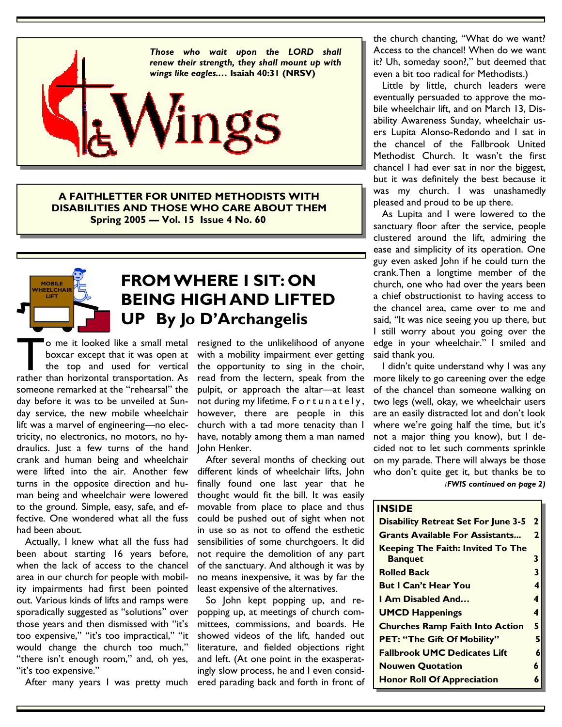*Those who wait upon the LORD shall renew their strength, they shall mount up with wings like eagles....* **Isaiah 40:31 (NRSV)**

# Wings

**A FAITHLETTER FOR UNITED METHODISTS WITH DISABILITIES AND THOSE WHO CARE ABOUT THEM**
**Spring 2005 — Vol. 15 Issue 4 No. 60**

## FROM WHERE I SIT: ON BEING HIGH AND LIFTED UP By Jo D'Archangelis

To me it looked like a small metal boxcar except that it was open at the top and used for vertical rather than horizontal transportation. As someone remarked at the "rehearsal" the day before it was to be unveiled at Sunday service, the new mobile wheelchair lift was a marvel of engineering—no electricity, no electronics, no motors, no hydraulics. Just a few turns of the hand crank and human being and wheelchair were lifted into the air. Another few turns in the opposite direction and human being and wheelchair were lowered to the ground. Simple, easy, safe, and effective. One wondered what all the fuss had been about.

Actually, I knew what all the fuss had been about starting 16 years before, when the lack of access to the chancel area in our church for people with mobility impairments had first been pointed out. Various kinds of lifts and ramps were sporadically suggested as "solutions" over those years and then dismissed with "it's too expensive," "it's too impractical," "it would change the church too much," "there isn't enough room," and, oh yes, "it's too expensive."

After many years I was pretty much resigned to the unlikelihood of anyone with a mobility impairment ever getting the opportunity to sing in the choir, read from the lectern, speak from the pulpit, or approach the altar—at least not during my lifetime. Fortunately, however, there are people in this church with a tad more tenacity than I have, notably among them a man named John Henker.

After several months of checking out different kinds of wheelchair lifts, John finally found one last year that he thought would fit the bill. It was easily movable from place to place and thus could be pushed out of sight when not in use so as not to offend the esthetic sensibilities of some churchgoers. It did not require the demolition of any part of the sanctuary. And although it was by no means inexpensive, it was by far the least expensive of the alternatives.

So John kept popping up, and re-popping up, at meetings of church committees, commissions, and boards. He showed videos of the lift, handed out literature, and fielded objections right and left. (At one point in the exasperatingly slow process, he and I even considered parading back and forth in front of the church chanting, "What do we want? Access to the chancel! When do we want it? Uh, someday soon?," but deemed that even a bit too radical for Methodists.)

Little by little, church leaders were eventually persuaded to approve the mobile wheelchair lift, and on March 13, Disability Awareness Sunday, wheelchair users Lupita Alonso-Redondo and I sat in the chancel of the Fallbrook United Methodist Church. It wasn't the first chancel I had ever sat in nor the biggest, but it was definitely the best because it was my church. I was unashamedly pleased and proud to be up there.

As Lupita and I were lowered to the sanctuary floor after the service, people clustered around the lift, admiring the ease and simplicity of its operation. One guy even asked John if he could turn the crank. Then a longtime member of the church, one who had over the years been a chief obstructionist to having access to the chancel area, came over to me and said, "It was nice seeing you up there, but I still worry about you going over the edge in your wheelchair." I smiled and said thank you.

I didn't quite understand why I was any more likely to go careening over the edge of the chancel than someone walking on two legs (well, okay, we wheelchair users are an easily distracted lot and don't look where we're going half the time, but it's not a major thing you know), but I decided not to let such comments sprinkle on my parade. There will always be those who don't quite get it, but thanks be to

*(FWIS continued on page 2)*

### INSIDE

| | |
|---|---|
| Disability Retreat Set For June 3-5 | 2 |
| Grants Available For Assistants... | 2 |
| Keeping The Faith: Invited To The Banquet | 3 |
| Rolled Back | 3 |
| But I Can't Hear You | 4 |
| I Am Disabled And... | 4 |
| UMCD Happenings | 4 |
| Churches Ramp Faith Into Action | 5 |
| PET: "The Gift Of Mobility" | 5 |
| Fallbrook UMC Dedicates Lift | 6 |
| Nouwen Quotation | 6 |
| Honor Roll Of Appreciation | 6 |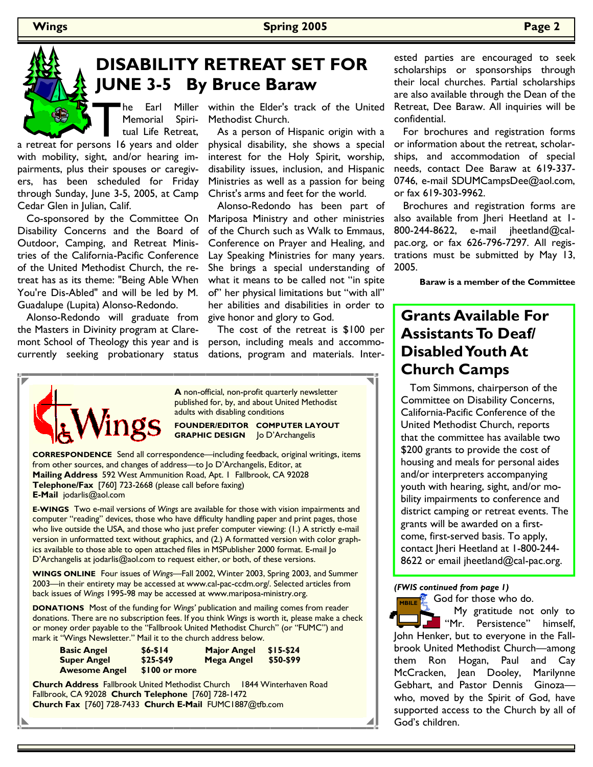# DISABILITY RETREAT SET FOR JUNE 3-5 By Bruce Baraw

The Earl Miller Memorial Spiritual Life Retreat, a retreat for persons 16 years and older with mobility, sight, and/or hearing impairments, plus their spouses or caregivers, has been scheduled for Friday through Sunday, June 3-5, 2005, at Camp Cedar Glen in Julian, Calif.

Co-sponsored by the Committee On Disability Concerns and the Board of Outdoor, Camping, and Retreat Ministries of the California-Pacific Conference of the United Methodist Church, the retreat has as its theme: "Being Able When You're Dis-Abled" and will be led by M. Guadalupe (Lupita) Alonso-Redondo.

Alonso-Redondo will graduate from the Masters in Divinity program at Claremont School of Theology this year and is currently seeking probationary status within the Elder's track of the United Methodist Church.

As a person of Hispanic origin with a physical disability, she shows a special interest for the Holy Spirit, worship, disability issues, inclusion, and Hispanic Ministries as well as a passion for being Christ's arms and feet for the world.

Alonso-Redondo has been part of Mariposa Ministry and other ministries of the Church such as Walk to Emmaus, Conference on Prayer and Healing, and Lay Speaking Ministries for many years. She brings a special understanding of what it means to be called not "in spite of" her physical limitations but "with all" her abilities and disabilities in order to give honor and glory to God.

The cost of the retreat is $100 per person, including meals and accommodations, program and materials. Interested parties are encouraged to seek scholarships or sponsorships through their local churches. Partial scholarships are also available through the Dean of the Retreat, Dee Baraw. All inquiries will be confidential.

For brochures and registration forms or information about the retreat, scholarships, and accommodation of special needs, contact Dee Baraw at 619-337-0746, e-mail SDUMCampsDee@aol.com, or fax 619-303-9962.

Brochures and registration forms are also available from Jheri Heetland at 1-800-244-8622, e-mail jheetland@cal-pac.org, or fax 626-796-7297. All registrations must be submitted by May 13, 2005.

**Baraw is a member of the Committee**

---

**Wings**

**A** non-official, non-profit quarterly newsletter published for, by, and about United Methodist adults with disabling conditions

**FOUNDER/EDITOR COMPUTER LAYOUT GRAPHIC DESIGN** Jo D'Archangelis

**CORRESPONDENCE** Send all correspondence—including feedback, original writings, items from other sources, and changes of address—to Jo D'Archangelis, Editor, at
**Mailing Address** 592 West Ammunition Road, Apt. 1 Fallbrook, CA 92028
**Telephone/Fax** [760] 723-2668 (please call before faxing)
**E-Mail** jodarlis@aol.com

**E-WINGS** Two e-mail versions of *Wings* are available for those with vision impairments and computer "reading" devices, those who have difficulty handling paper and print pages, those who live outside the USA, and those who just prefer computer viewing: (1.) A strictly e-mail version in unformatted text without graphics, and (2.) A formatted version with color graphics available to those able to open attached files in MSPublisher 2000 format. E-mail Jo D'Archangelis at jodarlis@aol.com to request either, or both, of these versions.

**WINGS ONLINE** Four issues of *Wings*—Fall 2002, Winter 2003, Spring 2003, and Summer 2003—in their entirety may be accessed at www.cal-pac-ccdm.org/. Selected articles from back issues of *Wings* 1995-98 may be accessed at www.mariposa-ministry.org.

**DONATIONS** Most of the funding for *Wings'* publication and mailing comes from reader donations. There are no subscription fees. If you think *Wings* is worth it, please make a check or money order payable to the "Fallbrook United Methodist Church" (or "FUMC") and mark it "Wings Newsletter." Mail it to the church address below.

| | | | |
|---|---|---|---|
| **Basic Angel** | **$6-$14** | **Major Angel** | **$15-$24** |
| **Super Angel** | **$25-$49** | **Mega Angel** | **$50-$99** |
| **Awesome Angel** | **$100 or more** | | |

**Church Address** Fallbrook United Methodist Church 1844 Winterhaven Road Fallbrook, CA 92028 **Church Telephone** [760] 728-1472
**Church Fax** [760] 728-7433 **Church E-Mail** FUMC1887@tfb.com

---

## Grants Available For Assistants To Deaf/ Disabled Youth At Church Camps

Tom Simmons, chairperson of the Committee on Disability Concerns, California-Pacific Conference of the United Methodist Church, reports that the committee has available two $200 grants to provide the cost of housing and meals for personal aides and/or interpreters accompanying youth with hearing, sight, and/or mobility impairments to conference and district camping or retreat events. The grants will be awarded on a first-come, first-served basis. To apply, contact Jheri Heetland at 1-800-244-8622 or email jheetland@cal-pac.org.

---

***(FWIS continued from page 1)***

God for those who do.

My gratitude not only to "Mr. Persistence" himself, John Henker, but to everyone in the Fallbrook United Methodist Church—among them Ron Hogan, Paul and Cay McCracken, Jean Dooley, Marilynne Gebhart, and Pastor Dennis Ginoza—who, moved by the Spirit of God, have supported access to the Church by all of God's children.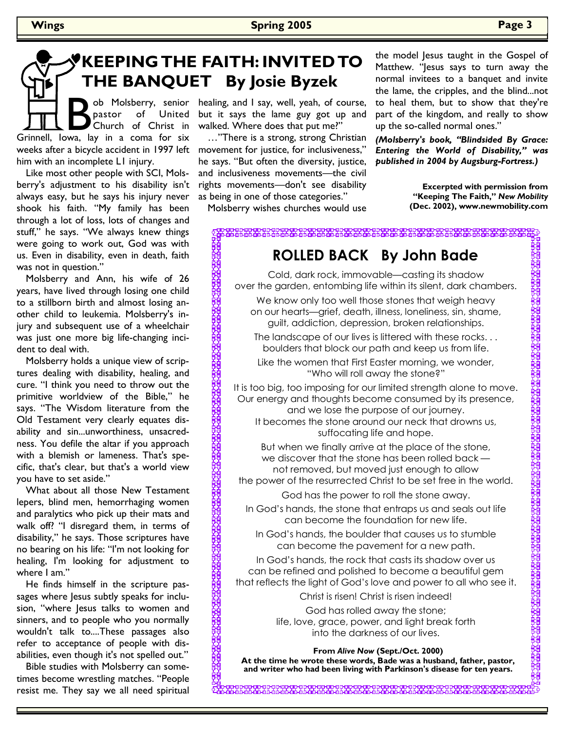# KEEPING THE FAITH: INVITED TO THE BANQUET By Josie Byzek

Bob Molsberry, senior pastor of United Church of Christ in Grinnell, Iowa, lay in a coma for six weeks after a bicycle accident in 1997 left him with an incomplete L1 injury.

Like most other people with SCI, Molsberry's adjustment to his disability isn't always easy, but he says his injury never shook his faith. "My family has been through a lot of loss, lots of changes and stuff," he says. "We always knew things were going to work out, God was with us. Even in disability, even in death, faith was not in question."

Molsberry and Ann, his wife of 26 years, have lived through losing one child to a stillborn birth and almost losing another child to leukemia. Molsberry's injury and subsequent use of a wheelchair was just one more big life-changing incident to deal with.

Molsberry holds a unique view of scriptures dealing with disability, healing, and cure. "I think you need to throw out the primitive worldview of the Bible," he says. "The Wisdom literature from the Old Testament very clearly equates disability and sin...unworthiness, unsacredness. You defile the altar if you approach with a blemish or lameness. That's specific, that's clear, but that's a world view you have to set aside."

What about all those New Testament lepers, blind men, hemorrhaging women and paralytics who pick up their mats and walk off? "I disregard them, in terms of disability," he says. Those scriptures have no bearing on his life: "I'm not looking for healing, I'm looking for adjustment to where I am."

He finds himself in the scripture passages where Jesus subtly speaks for inclusion, "where Jesus talks to women and sinners, and to people who you normally wouldn't talk to....These passages also refer to acceptance of people with disabilities, even though it's not spelled out."

Bible studies with Molsberry can sometimes become wrestling matches. "People resist me. They say we all need spiritual healing, and I say, well, yeah, of course, but it says the lame guy got up and walked. Where does that put me?"

…"There is a strong, strong Christian movement for justice, for inclusiveness," he says. "But often the diversity, justice, and inclusiveness movements—the civil rights movements—don't see disability as being in one of those categories."

Molsberry wishes churches would use the model Jesus taught in the Gospel of Matthew. "Jesus says to turn away the normal invitees to a banquet and invite the lame, the cripples, and the blind...not to heal them, but to show that they're part of the kingdom, and really to show up the so-called normal ones."

***(Molsberry's book, "Blindsided By Grace: Entering the World of Disability," was published in 2004 by Augsburg-Fortress.)***

**Excerpted with permission from "Keeping The Faith," *New Mobility* (Dec. 2002), www.newmobility.com**

## ROLLED BACK By John Bade

Cold, dark rock, immovable—casting its shadow
over the garden, entombing life within its silent, dark chambers.

We know only too well those stones that weigh heavy
on our hearts—grief, death, illness, loneliness, sin, shame,
guilt, addiction, depression, broken relationships.

The landscape of our lives is littered with these rocks. . .
boulders that block our path and keep us from life.

Like the women that First Easter morning, we wonder,
"Who will roll away the stone?"

It is too big, too imposing for our limited strength alone to move.
Our energy and thoughts become consumed by its presence,
and we lose the purpose of our journey.
It becomes the stone around our neck that drowns us,
suffocating life and hope.

But when we finally arrive at the place of the stone,
we discover that the stone has been rolled back —
not removed, but moved just enough to allow
the power of the resurrected Christ to be set free in the world.

God has the power to roll the stone away.

In God's hands, the stone that entraps us and seals out life
can become the foundation for new life.

In God's hands, the boulder that causes us to stumble
can become the pavement for a new path.

In God's hands, the rock that casts its shadow over us
can be refined and polished to become a beautiful gem
that reflects the light of God's love and power to all who see it.

Christ is risen! Christ is risen indeed!

God has rolled away the stone;
life, love, grace, power, and light break forth
into the darkness of our lives.

**From *Alive Now* (Sept./Oct. 2000)**
**At the time he wrote these words, Bade was a husband, father, pastor, and writer who had been living with Parkinson's disease for ten years.**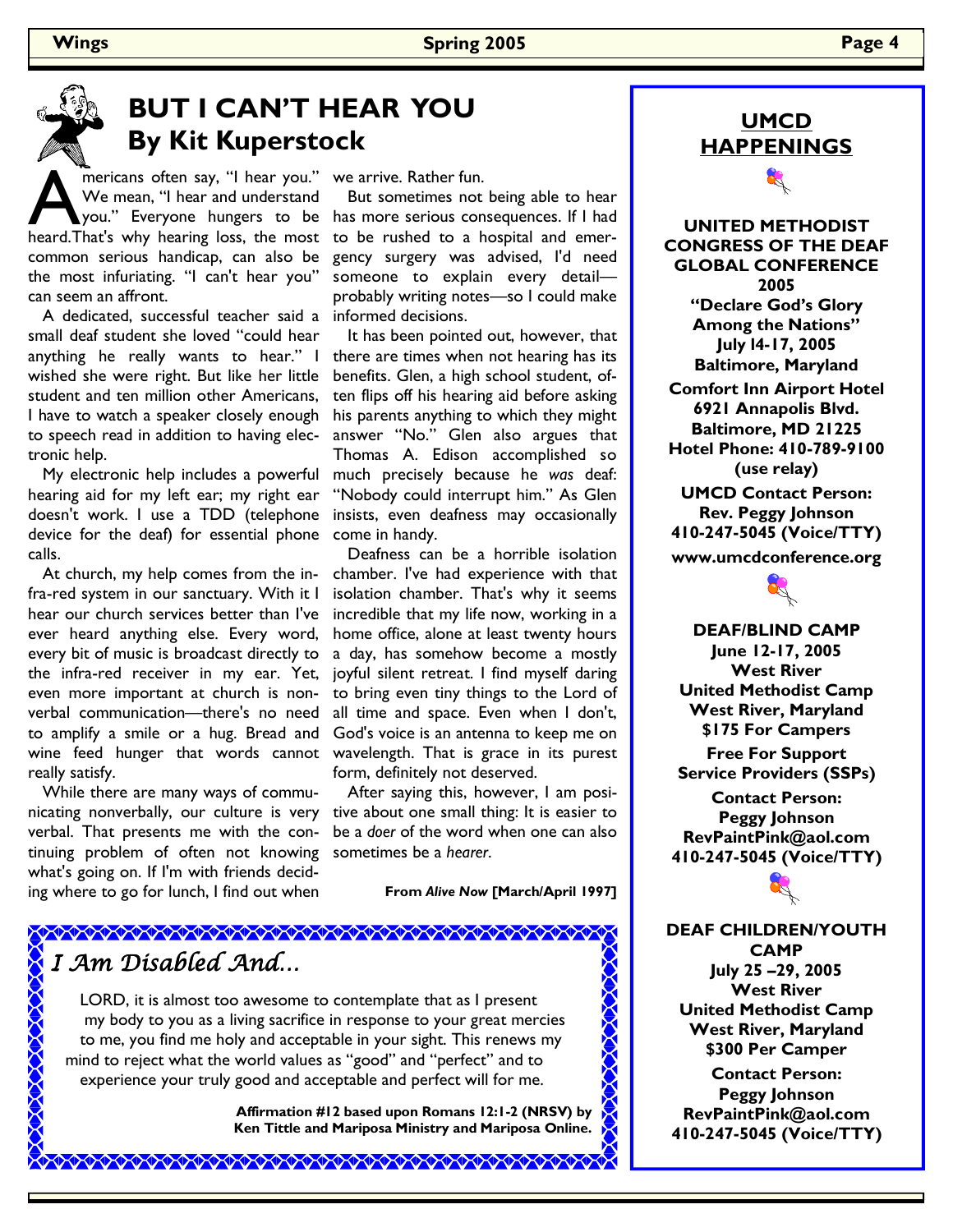# BUT I CAN'T HEAR YOU
## By Kit Kuperstock

Americans often say, "I hear you." We mean, "I hear and understand you." Everyone hungers to be heard.That's why hearing loss, the most common serious handicap, can also be the most infuriating. "I can't hear you" can seem an affront.

A dedicated, successful teacher said a small deaf student she loved "could hear anything he really wants to hear." I wished she were right. But like her little student and ten million other Americans, I have to watch a speaker closely enough to speech read in addition to having electronic help.

My electronic help includes a powerful hearing aid for my left ear; my right ear doesn't work. I use a TDD (telephone device for the deaf) for essential phone calls.

At church, my help comes from the infra-red system in our sanctuary. With it I hear our church services better than I've ever heard anything else. Every word, every bit of music is broadcast directly to the infra-red receiver in my ear. Yet, even more important at church is nonverbal communication—there's no need to amplify a smile or a hug. Bread and wine feed hunger that words cannot really satisfy.

While there are many ways of communicating nonverbally, our culture is very verbal. That presents me with the continuing problem of often not knowing what's going on. If I'm with friends deciding where to go for lunch, I find out when we arrive. Rather fun.

But sometimes not being able to hear has more serious consequences. If I had to be rushed to a hospital and emergency surgery was advised, I'd need someone to explain every detail—probably writing notes—so I could make informed decisions.

It has been pointed out, however, that there are times when not hearing has its benefits. Glen, a high school student, often flips off his hearing aid before asking his parents anything to which they might answer "No." Glen also argues that Thomas A. Edison accomplished so much precisely because he *was* deaf: "Nobody could interrupt him." As Glen insists, even deafness may occasionally come in handy.

Deafness can be a horrible isolation chamber. I've had experience with that isolation chamber. That's why it seems incredible that my life now, working in a home office, alone at least twenty hours a day, has somehow become a mostly joyful silent retreat. I find myself daring to bring even tiny things to the Lord of all time and space. Even when I don't, God's voice is an antenna to keep me on wavelength. That is grace in its purest form, definitely not deserved.

After saying this, however, I am positive about one small thing: It is easier to be a *doer* of the word when one can also sometimes be a *hearer*.

**From *Alive Now* [March/April 1997]**

---

## *I Am Disabled And...*

LORD, it is almost too awesome to contemplate that as I present my body to you as a living sacrifice in response to your great mercies to me, you find me holy and acceptable in your sight. This renews my mind to reject what the world values as "good" and "perfect" and to experience your truly good and acceptable and perfect will for me.

**Affirmation #12 based upon Romans 12:1-2 (NRSV) by Ken Tittle and Mariposa Ministry and Mariposa Online.**

---

## UMCD HAPPENINGS

**UNITED METHODIST CONGRESS OF THE DEAF GLOBAL CONFERENCE 2005**
**"Declare God's Glory Among the Nations"**
**July 14-17, 2005**
**Baltimore, Maryland**

**Comfort Inn Airport Hotel**
**6921 Annapolis Blvd.**
**Baltimore, MD 21225**
**Hotel Phone: 410-789-9100 (use relay)**

**UMCD Contact Person:**
**Rev. Peggy Johnson**
**410-247-5045 (Voice/TTY)**

**www.umcdconference.org**

**DEAF/BLIND CAMP**
**June 12-17, 2005**
**West River United Methodist Camp**
**West River, Maryland**
**$175 For Campers**

**Free For Support Service Providers (SSPs)**

**Contact Person:**
**Peggy Johnson**
**RevPaintPink@aol.com**
**410-247-5045 (Voice/TTY)**

**DEAF CHILDREN/YOUTH CAMP**
**July 25 –29, 2005**
**West River United Methodist Camp**
**West River, Maryland**
**$300 Per Camper**

**Contact Person:**
**Peggy Johnson**
**RevPaintPink@aol.com**
**410-247-5045 (Voice/TTY)**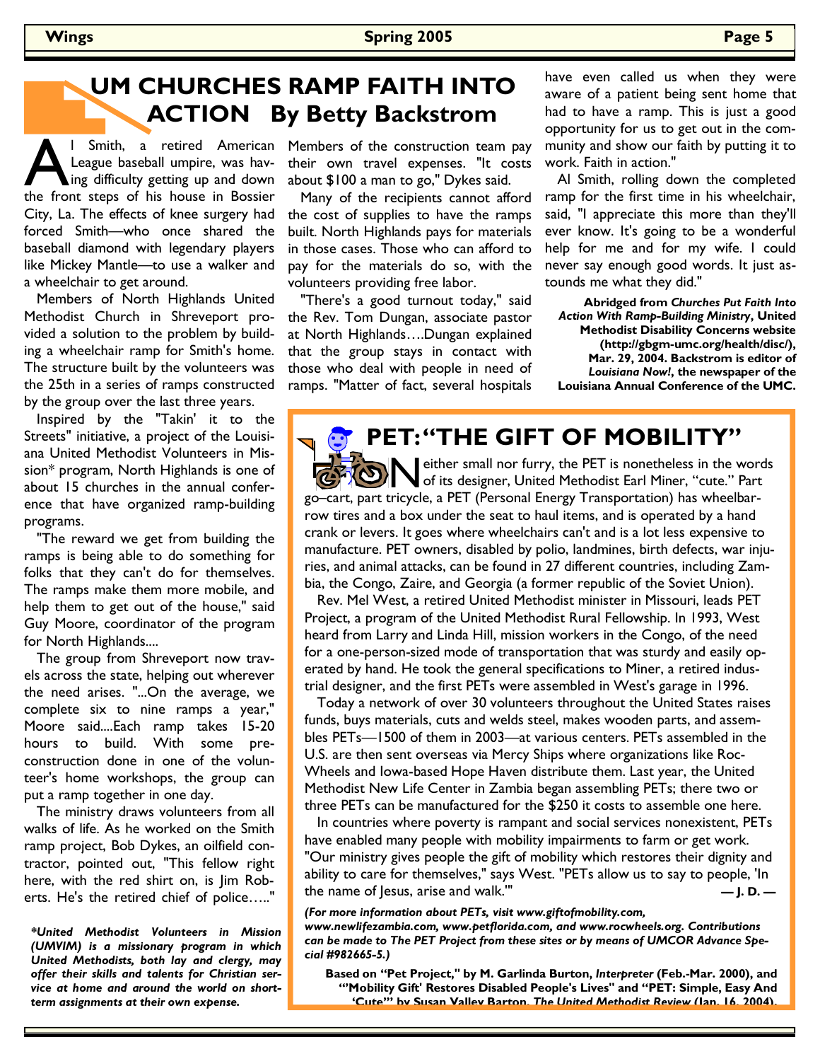# UM CHURCHES RAMP FAITH INTO ACTION By Betty Backstrom

Al Smith, a retired American League baseball umpire, was having difficulty getting up and down the front steps of his house in Bossier City, La. The effects of knee surgery had forced Smith—who once shared the baseball diamond with legendary players like Mickey Mantle—to use a walker and a wheelchair to get around.

Members of North Highlands United Methodist Church in Shreveport provided a solution to the problem by building a wheelchair ramp for Smith's home. The structure built by the volunteers was the 25th in a series of ramps constructed by the group over the last three years.

Inspired by the "Takin' it to the Streets" initiative, a project of the Louisiana United Methodist Volunteers in Mission* program, North Highlands is one of about 15 churches in the annual conference that have organized ramp-building programs.

"The reward we get from building the ramps is being able to do something for folks that they can't do for themselves. The ramps make them more mobile, and help them to get out of the house," said Guy Moore, coordinator of the program for North Highlands....

The group from Shreveport now travels across the state, helping out wherever the need arises. "...On the average, we complete six to nine ramps a year," Moore said....Each ramp takes 15-20 hours to build. With some pre-construction done in one of the volunteer's home workshops, the group can put a ramp together in one day.

The ministry draws volunteers from all walks of life. As he worked on the Smith ramp project, Bob Dykes, an oilfield contractor, pointed out, "This fellow right here, with the red shirt on, is Jim Roberts. He's the retired chief of police….."

Members of the construction team pay their own travel expenses. "It costs about $100 a man to go," Dykes said.

Many of the recipients cannot afford the cost of supplies to have the ramps built. North Highlands pays for materials in those cases. Those who can afford to pay for the materials do so, with the volunteers providing free labor.

"There's a good turnout today," said the Rev. Tom Dungan, associate pastor at North Highlands….Dungan explained that the group stays in contact with those who deal with people in need of ramps. "Matter of fact, several hospitals have even called us when they were aware of a patient being sent home that had to have a ramp. This is just a good opportunity for us to get out in the community and show our faith by putting it to work. Faith in action."

Al Smith, rolling down the completed ramp for the first time in his wheelchair, said, "I appreciate this more than they'll ever know. It's going to be a wonderful help for me and for my wife. I could never say enough good words. It just astounds me what they did."

**Abridged from *Churches Put Faith Into Action With Ramp-Building Ministry*, United Methodist Disability Concerns website (http://gbgm-umc.org/health/disc/), Mar. 29, 2004. Backstrom is editor of *Louisiana Now!*, the newspaper of the Louisiana Annual Conference of the UMC.**

***United Methodist Volunteers in Mission (UMVIM) is a missionary program in which United Methodists, both lay and clergy, may offer their skills and talents for Christian service at home and around the world on short-term assignments at their own expense.***

# PET: "THE GIFT OF MOBILITY"

Neither small nor furry, the PET is nonetheless in the words of its designer, United Methodist Earl Miner, "cute." Part go–cart, part tricycle, a PET (Personal Energy Transportation) has wheelbarrow tires and a box under the seat to haul items, and is operated by a hand crank or levers. It goes where wheelchairs can't and is a lot less expensive to manufacture. PET owners, disabled by polio, landmines, birth defects, war injuries, and animal attacks, can be found in 27 different countries, including Zambia, the Congo, Zaire, and Georgia (a former republic of the Soviet Union).

Rev. Mel West, a retired United Methodist minister in Missouri, leads PET Project, a program of the United Methodist Rural Fellowship. In 1993, West heard from Larry and Linda Hill, mission workers in the Congo, of the need for a one-person-sized mode of transportation that was sturdy and easily operated by hand. He took the general specifications to Miner, a retired industrial designer, and the first PETs were assembled in West's garage in 1996.

Today a network of over 30 volunteers throughout the United States raises funds, buys materials, cuts and welds steel, makes wooden parts, and assembles PETs—1500 of them in 2003—at various centers. PETs assembled in the U.S. are then sent overseas via Mercy Ships where organizations like RocWheels and Iowa-based Hope Haven distribute them. Last year, the United Methodist New Life Center in Zambia began assembling PETs; there two or three PETs can be manufactured for the $250 it costs to assemble one here.

In countries where poverty is rampant and social services nonexistent, PETs have enabled many people with mobility impairments to farm or get work. "Our ministry gives people the gift of mobility which restores their dignity and ability to care for themselves," says West. "PETs allow us to say to people, 'In the name of Jesus, arise and walk.'" **— J. D. —**

***(For more information about PETs, visit www.giftofmobility.com, www.newlifezambia.com, www.petflorida.com, and www.rocwheels.org. Contributions can be made to The PET Project from these sites or by means of UMCOR Advance Special #982665-5.)***

**Based on "Pet Project," by M. Garlinda Burton, *Interpreter* (Feb.-Mar. 2000), and "'Mobility Gift' Restores Disabled People's Lives" and "PET: Simple, Easy And 'Cute'" by Susan Valley Barton, *The United Methodist Review* (Jan. 16, 2004).**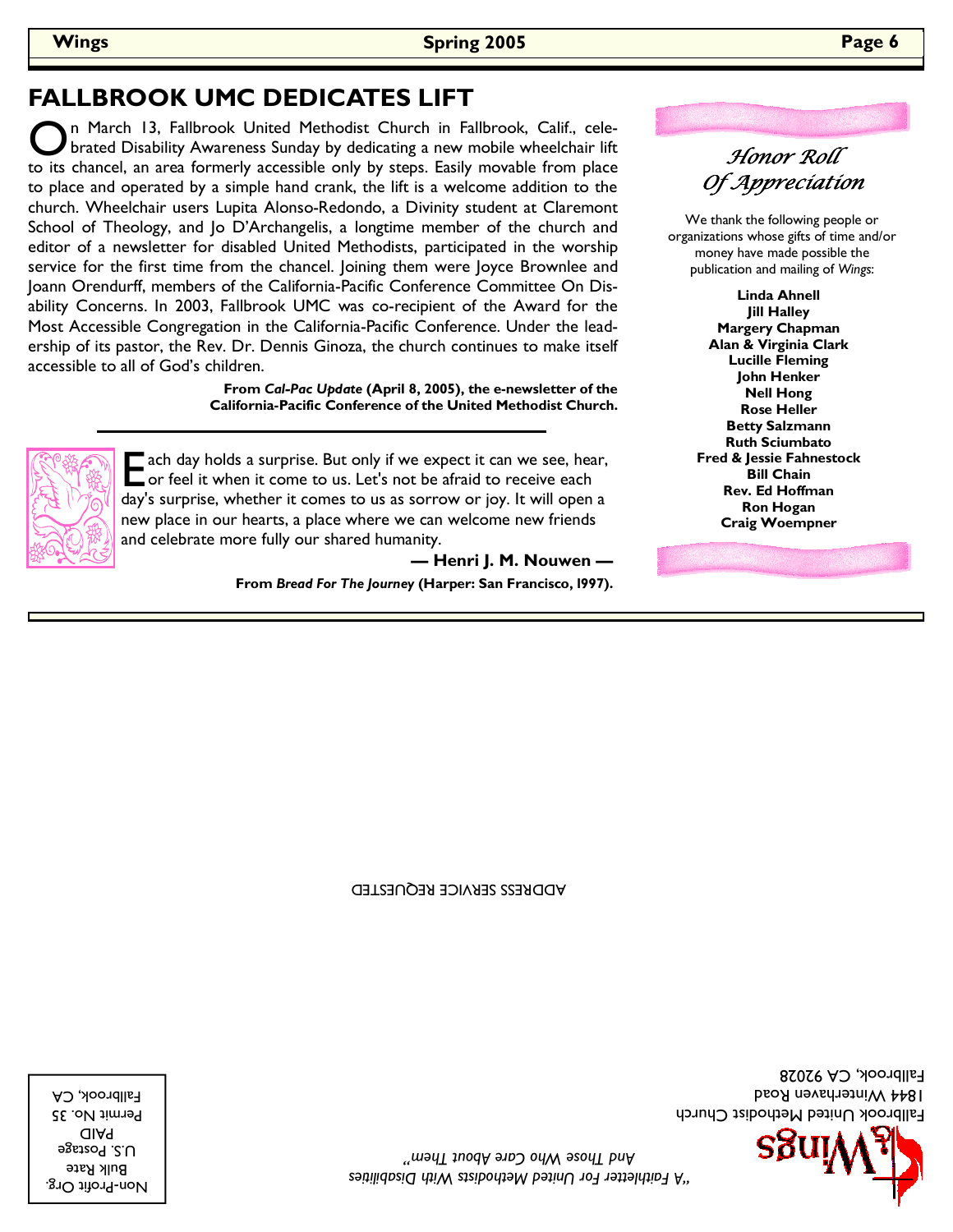# FALLBROOK UMC DEDICATES LIFT

On March 13, Fallbrook United Methodist Church in Fallbrook, Calif., celebrated Disability Awareness Sunday by dedicating a new mobile wheelchair lift to its chancel, an area formerly accessible only by steps. Easily movable from place to place and operated by a simple hand crank, the lift is a welcome addition to the church. Wheelchair users Lupita Alonso-Redondo, a Divinity student at Claremont School of Theology, and Jo D'Archangelis, a longtime member of the church and editor of a newsletter for disabled United Methodists, participated in the worship service for the first time from the chancel. Joining them were Joyce Brownlee and Joann Orendurff, members of the California-Pacific Conference Committee On Disability Concerns. In 2003, Fallbrook UMC was co-recipient of the Award for the Most Accessible Congregation in the California-Pacific Conference. Under the leadership of its pastor, the Rev. Dr. Dennis Ginoza, the church continues to make itself accessible to all of God's children.

**From *Cal-Pac Update* (April 8, 2005), the e-newsletter of the California-Pacific Conference of the United Methodist Church.**

---

Each day holds a surprise. But only if we expect it can we see, hear, or feel it when it come to us. Let's not be afraid to receive each day's surprise, whether it comes to us as sorrow or joy. It will open a new place in our hearts, a place where we can welcome new friends and celebrate more fully our shared humanity.

**— Henri J. M. Nouwen —**

**From *Bread For The Journey* (Harper: San Francisco, l997).**

## *Honor Roll Of Appreciation*

We thank the following people or organizations whose gifts of time and/or money have made possible the publication and mailing of *Wings*:

**Linda Ahnell**
**Jill Halley**
**Margery Chapman**
**Alan & Virginia Clark**
**Lucille Fleming**
**John Henker**
**Nell Hong**
**Rose Heller**
**Betty Salzmann**
**Ruth Sciumbato**
**Fred & Jessie Fahnestock**
**Bill Chain**
**Rev. Ed Hoffman**
**Ron Hogan**
**Craig Woempner**

---

ADDRESS SERVICE REQUESTED

Wings

Fallbrook United Methodist Church
1844 Winterhaven Road
Fallbrook, CA 92028

*"A Faithletter For United Methodists With Disabilities And Those Who Care About Them"*

Non-Profit Org.
Bulk Rate
U.S. Postage
PAID
Permit No. 35
Fallbrook, CA